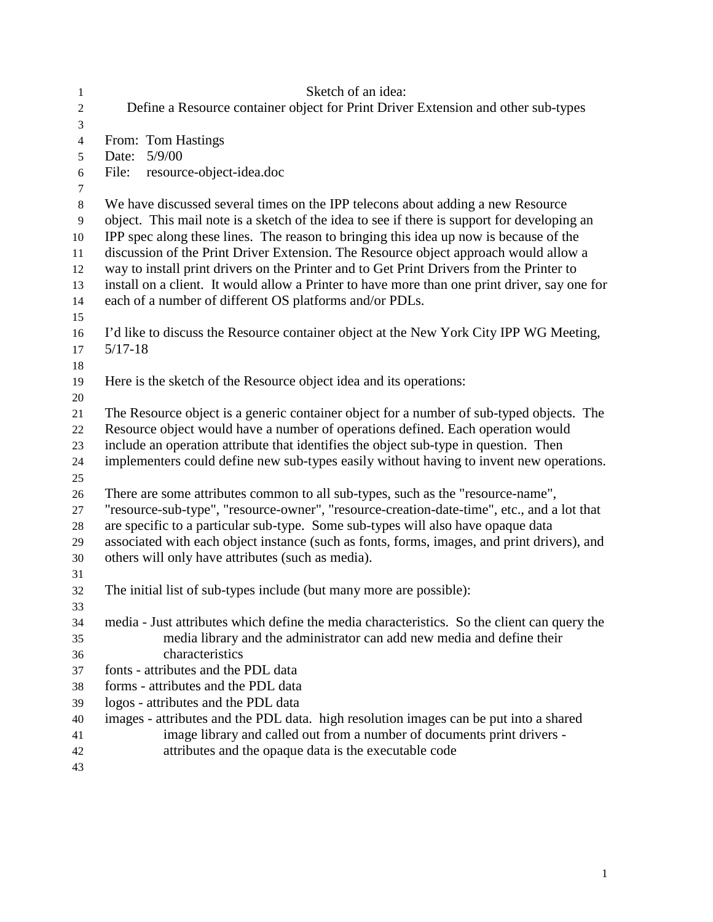# Sketch of an idea:
## Define a Resource container object for Print Driver Extension and other sub-types

From: Tom Hastings
Date: 5/9/00
File: resource-object-idea.doc

We have discussed several times on the IPP telecons about adding a new Resource object. This mail note is a sketch of the idea to see if there is support for developing an IPP spec along these lines. The reason to bringing this idea up now is because of the discussion of the Print Driver Extension. The Resource object approach would allow a way to install print drivers on the Printer and to Get Print Drivers from the Printer to install on a client. It would allow a Printer to have more than one print driver, say one for each of a number of different OS platforms and/or PDLs.

I'd like to discuss the Resource container object at the New York City IPP WG Meeting, 5/17-18

Here is the sketch of the Resource object idea and its operations:

The Resource object is a generic container object for a number of sub-typed objects. The Resource object would have a number of operations defined. Each operation would include an operation attribute that identifies the object sub-type in question. Then implementers could define new sub-types easily without having to invent new operations.

There are some attributes common to all sub-types, such as the "resource-name", "resource-sub-type", "resource-owner", "resource-creation-date-time", etc., and a lot that are specific to a particular sub-type. Some sub-types will also have opaque data associated with each object instance (such as fonts, forms, images, and print drivers), and others will only have attributes (such as media).

The initial list of sub-types include (but many more are possible):

media - Just attributes which define the media characteristics. So the client can query the media library and the administrator can add new media and define their characteristics
fonts - attributes and the PDL data
forms - attributes and the PDL data
logos - attributes and the PDL data
images - attributes and the PDL data. high resolution images can be put into a shared image library and called out from a number of documents print drivers - attributes and the opaque data is the executable code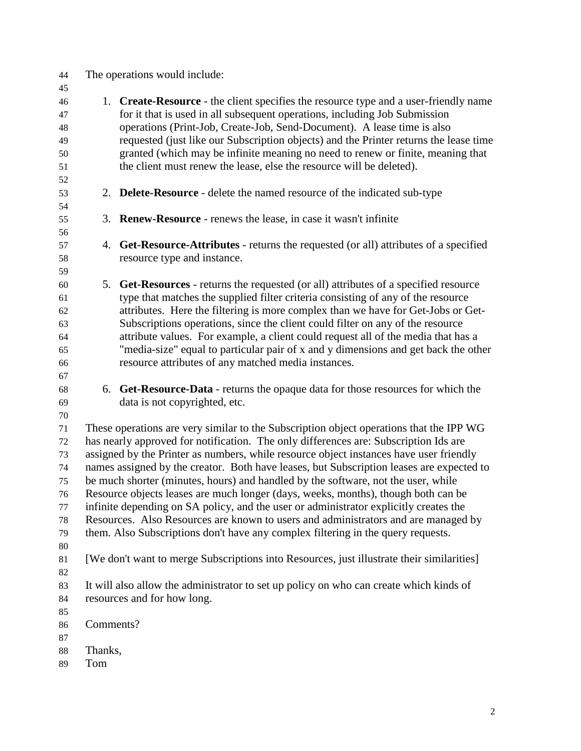The operations would include:

1. **Create-Resource** - the client specifies the resource type and a user-friendly name for it that is used in all subsequent operations, including Job Submission operations (Print-Job, Create-Job, Send-Document). A lease time is also requested (just like our Subscription objects) and the Printer returns the lease time granted (which may be infinite meaning no need to renew or finite, meaning that the client must renew the lease, else the resource will be deleted).

2. **Delete-Resource** - delete the named resource of the indicated sub-type

3. **Renew-Resource** - renews the lease, in case it wasn't infinite

4. **Get-Resource-Attributes** - returns the requested (or all) attributes of a specified resource type and instance.

5. **Get-Resources** - returns the requested (or all) attributes of a specified resource type that matches the supplied filter criteria consisting of any of the resource attributes. Here the filtering is more complex than we have for Get-Jobs or Get-Subscriptions operations, since the client could filter on any of the resource attribute values. For example, a client could request all of the media that has a "media-size" equal to particular pair of x and y dimensions and get back the other resource attributes of any matched media instances.

6. **Get-Resource-Data** - returns the opaque data for those resources for which the data is not copyrighted, etc.

These operations are very similar to the Subscription object operations that the IPP WG has nearly approved for notification. The only differences are: Subscription Ids are assigned by the Printer as numbers, while resource object instances have user friendly names assigned by the creator. Both have leases, but Subscription leases are expected to be much shorter (minutes, hours) and handled by the software, not the user, while Resource objects leases are much longer (days, weeks, months), though both can be infinite depending on SA policy, and the user or administrator explicitly creates the Resources. Also Resources are known to users and administrators and are managed by them. Also Subscriptions don't have any complex filtering in the query requests.

[We don't want to merge Subscriptions into Resources, just illustrate their similarities]

It will also allow the administrator to set up policy on who can create which kinds of resources and for how long.

Comments?

Thanks,
Tom